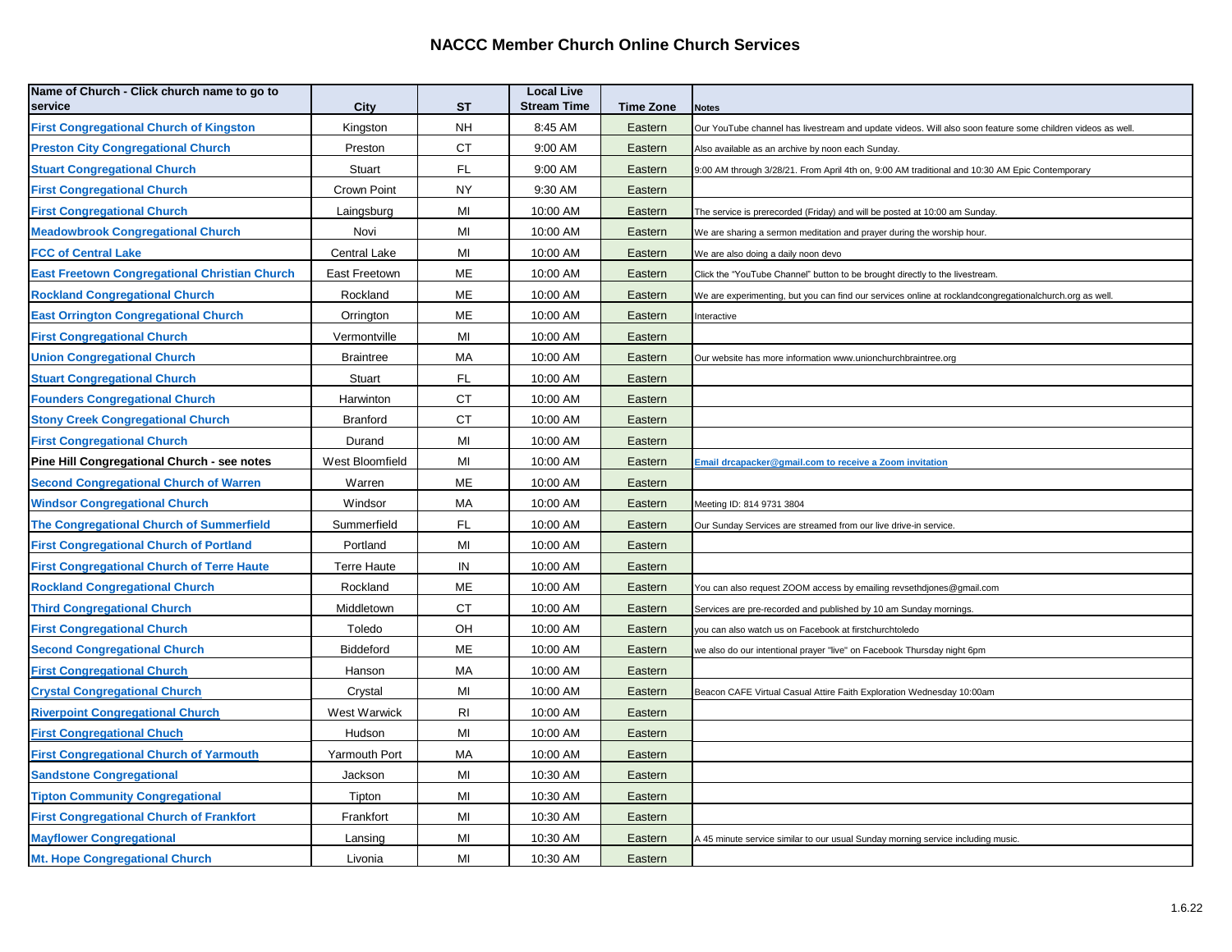# NACCC Member Church Online Church Services

| Name of Church - Click church name to go to service | City | ST | Local Live Stream Time | Time Zone | Notes |
|---|---|---|---|---|---|
| **First Congregational Church of Kingston** | Kingston | NH | 8:45 AM | Eastern | Our YouTube channel has livestream and update videos. Will also soon feature some children videos as well. |
| **Preston City Congregational Church** | Preston | CT | 9:00 AM | Eastern | Also available as an archive by noon each Sunday. |
| **Stuart Congregational Church** | Stuart | FL | 9:00 AM | Eastern | 9:00 AM through 3/28/21. From April 4th on, 9:00 AM traditional and 10:30 AM Epic Contemporary |
| **First Congregational Church** | Crown Point | NY | 9:30 AM | Eastern | |
| **First Congregational Church** | Laingsburg | MI | 10:00 AM | Eastern | The service is prerecorded (Friday) and will be posted at 10:00 am Sunday. |
| **Meadowbrook Congregational Church** | Novi | MI | 10:00 AM | Eastern | We are sharing a sermon meditation and prayer during the worship hour. |
| **FCC of Central Lake** | Central Lake | MI | 10:00 AM | Eastern | We are also doing a daily noon devo |
| **East Freetown Congregational Christian Church** | East Freetown | ME | 10:00 AM | Eastern | Click the "YouTube Channel" button to be brought directly to the livestream. |
| **Rockland Congregational Church** | Rockland | ME | 10:00 AM | Eastern | We are experimenting, but you can find our services online at rocklandcongregationalchurch.org as well. |
| **East Orrington Congregational Church** | Orrington | ME | 10:00 AM | Eastern | Interactive |
| **First Congregational Church** | Vermontville | MI | 10:00 AM | Eastern | |
| **Union Congregational Church** | Braintree | MA | 10:00 AM | Eastern | Our website has more information www.unionchurchbraintree.org |
| **Stuart Congregational Church** | Stuart | FL | 10:00 AM | Eastern | |
| **Founders Congregational Church** | Harwinton | CT | 10:00 AM | Eastern | |
| **Stony Creek Congregational Church** | Branford | CT | 10:00 AM | Eastern | |
| **First Congregational Church** | Durand | MI | 10:00 AM | Eastern | |
| **Pine Hill Congregational Church - see notes** | West Bloomfield | MI | 10:00 AM | Eastern | **Email drcapacker@gmail.com to receive a Zoom invitation** |
| **Second Congregational Church of Warren** | Warren | ME | 10:00 AM | Eastern | |
| **Windsor Congregational Church** | Windsor | MA | 10:00 AM | Eastern | Meeting ID: 814 9731 3804 |
| **The Congregational Church of Summerfield** | Summerfield | FL | 10:00 AM | Eastern | Our Sunday Services are streamed from our live drive-in service. |
| **First Congregational Church of Portland** | Portland | MI | 10:00 AM | Eastern | |
| **First Congregational Church of Terre Haute** | Terre Haute | IN | 10:00 AM | Eastern | |
| **Rockland Congregational Church** | Rockland | ME | 10:00 AM | Eastern | You can also request ZOOM access by emailing revsethdjones@gmail.com |
| **Third Congregational Church** | Middletown | CT | 10:00 AM | Eastern | Services are pre-recorded and published by 10 am Sunday mornings. |
| **First Congregational Church** | Toledo | OH | 10:00 AM | Eastern | you can also watch us on Facebook at firstchurchtoledo |
| **Second Congregational Church** | Biddeford | ME | 10:00 AM | Eastern | we also do our intentional prayer "live" on Facebook Thursday night 6pm |
| **First Congregational Church** | Hanson | MA | 10:00 AM | Eastern | |
| **Crystal Congregational Church** | Crystal | MI | 10:00 AM | Eastern | Beacon CAFE Virtual Casual Attire Faith Exploration Wednesday 10:00am |
| **Riverpoint Congregational Church** | West Warwick | RI | 10:00 AM | Eastern | |
| **First Congregational Chuch** | Hudson | MI | 10:00 AM | Eastern | |
| **First Congregational Church of Yarmouth** | Yarmouth Port | MA | 10:00 AM | Eastern | |
| **Sandstone Congregational** | Jackson | MI | 10:30 AM | Eastern | |
| **Tipton Community Congregational** | Tipton | MI | 10:30 AM | Eastern | |
| **First Congregational Church of Frankfort** | Frankfort | MI | 10:30 AM | Eastern | |
| **Mayflower Congregational** | Lansing | MI | 10:30 AM | Eastern | A 45 minute service similar to our usual Sunday morning service including music. |
| **Mt. Hope Congregational Church** | Livonia | MI | 10:30 AM | Eastern | |

1.6.22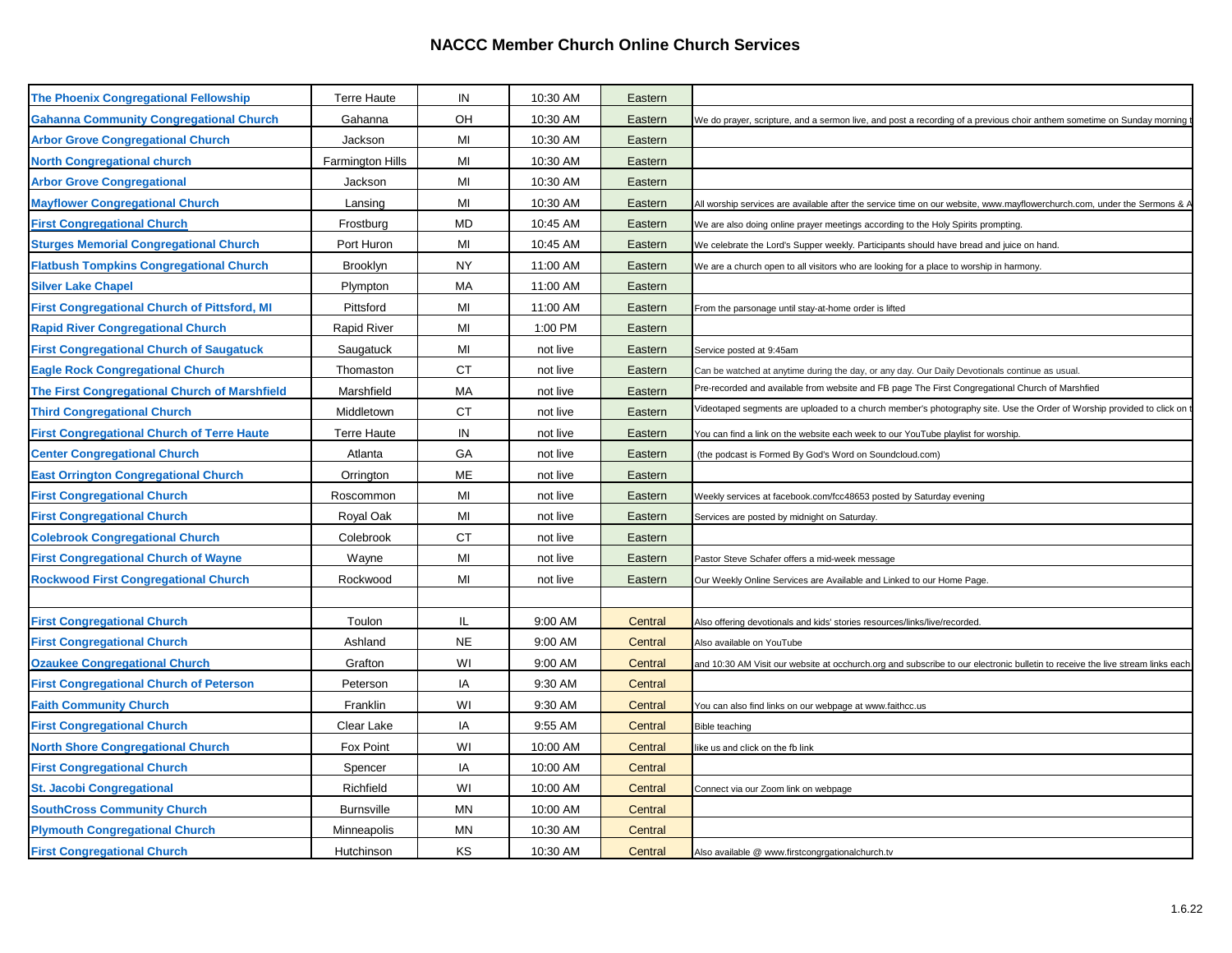# NACCC Member Church Online Church Services

| | | | | | |
|---|---|---|---|---|---|
| **The Phoenix Congregational Fellowship** | Terre Haute | IN | 10:30 AM | Eastern | |
| **Gahanna Community Congregational Church** | Gahanna | OH | 10:30 AM | Eastern | We do prayer, scripture, and a sermon live, and post a recording of a previous choir anthem sometime on Sunday morning t |
| **Arbor Grove Congregational Church** | Jackson | MI | 10:30 AM | Eastern | |
| **North Congregational church** | Farmington Hills | MI | 10:30 AM | Eastern | |
| **Arbor Grove Congregational** | Jackson | MI | 10:30 AM | Eastern | |
| **Mayflower Congregational Church** | Lansing | MI | 10:30 AM | Eastern | All worship services are available after the service time on our website, www.mayflowerchurch.com, under the Sermons & A |
| **First Congregational Church** | Frostburg | MD | 10:45 AM | Eastern | We are also doing online prayer meetings according to the Holy Spirits prompting. |
| **Sturges Memorial Congregational Church** | Port Huron | MI | 10:45 AM | Eastern | We celebrate the Lord's Supper weekly. Participants should have bread and juice on hand. |
| **Flatbush Tompkins Congregational Church** | Brooklyn | NY | 11:00 AM | Eastern | We are a church open to all visitors who are looking for a place to worship in harmony. |
| **Silver Lake Chapel** | Plympton | MA | 11:00 AM | Eastern | |
| **First Congregational Church of Pittsford, MI** | Pittsford | MI | 11:00 AM | Eastern | From the parsonage until stay-at-home order is lifted |
| **Rapid River Congregational Church** | Rapid River | MI | 1:00 PM | Eastern | |
| **First Congregational Church of Saugatuck** | Saugatuck | MI | not live | Eastern | Service posted at 9:45am |
| **Eagle Rock Congregational Church** | Thomaston | CT | not live | Eastern | Can be watched at anytime during the day, or any day. Our Daily Devotionals continue as usual. |
| **The First Congregational Church of Marshfield** | Marshfield | MA | not live | Eastern | Pre-recorded and available from website and FB page The First Congregational Church of Marshfied |
| **Third Congregational Church** | Middletown | CT | not live | Eastern | Videotaped segments are uploaded to a church member's photography site. Use the Order of Worship provided to click on t |
| **First Congregational Church of Terre Haute** | Terre Haute | IN | not live | Eastern | You can find a link on the website each week to our YouTube playlist for worship. |
| **Center Congregational Church** | Atlanta | GA | not live | Eastern | (the podcast is Formed By God's Word on Soundcloud.com) |
| **East Orrington Congregational Church** | Orrington | ME | not live | Eastern | |
| **First Congregational Church** | Roscommon | MI | not live | Eastern | Weekly services at facebook.com/fcc48653 posted by Saturday evening |
| **First Congregational Church** | Royal Oak | MI | not live | Eastern | Services are posted by midnight on Saturday. |
| **Colebrook Congregational Church** | Colebrook | CT | not live | Eastern | |
| **First Congregational Church of Wayne** | Wayne | MI | not live | Eastern | Pastor Steve Schafer offers a mid-week message |
| **Rockwood First Congregational Church** | Rockwood | MI | not live | Eastern | Our Weekly Online Services are Available and Linked to our Home Page. |
| | | | | | |
| **First Congregational Church** | Toulon | IL | 9:00 AM | Central | Also offering devotionals and kids' stories resources/links/live/recorded. |
| **First Congregational Church** | Ashland | NE | 9:00 AM | Central | Also available on YouTube |
| **Ozaukee Congregational Church** | Grafton | WI | 9:00 AM | Central | and 10:30 AM Visit our website at occhurch.org and subscribe to our electronic bulletin to receive the live stream links each |
| **First Congregational Church of Peterson** | Peterson | IA | 9:30 AM | Central | |
| **Faith Community Church** | Franklin | WI | 9:30 AM | Central | You can also find links on our webpage at www.faithcc.us |
| **First Congregational Church** | Clear Lake | IA | 9:55 AM | Central | Bible teaching |
| **North Shore Congregational Church** | Fox Point | WI | 10:00 AM | Central | like us and click on the fb link |
| **First Congregational Church** | Spencer | IA | 10:00 AM | Central | |
| **St. Jacobi Congregational** | Richfield | WI | 10:00 AM | Central | Connect via our Zoom link on webpage |
| **SouthCross Community Church** | Burnsville | MN | 10:00 AM | Central | |
| **Plymouth Congregational Church** | Minneapolis | MN | 10:30 AM | Central | |
| **First Congregational Church** | Hutchinson | KS | 10:30 AM | Central | Also available @ www.firstcongrgationalchurch.tv |

1.6.22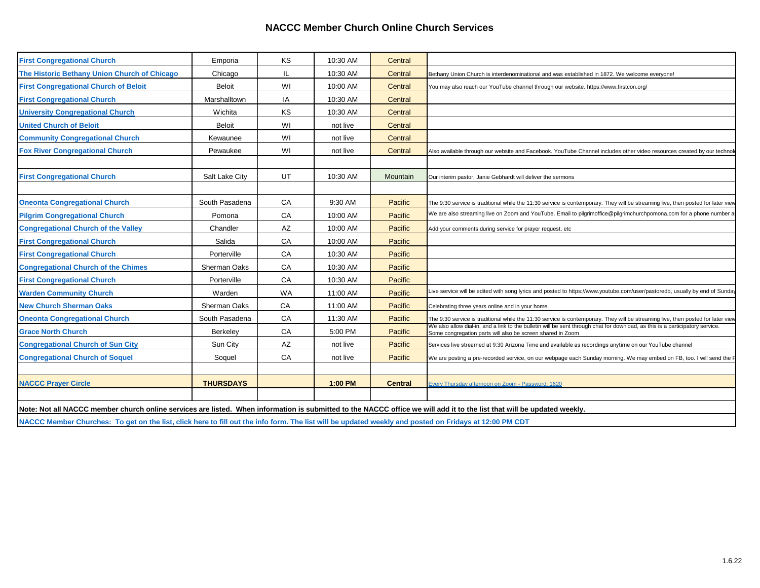## NACCC Member Church Online Church Services

| | | | | | |
|---|---|---|---|---|---|
| **First Congregational Church** | Emporia | KS | 10:30 AM | Central | |
| **The Historic Bethany Union Church of Chicago** | Chicago | IL | 10:30 AM | Central | Bethany Union Church is interdenominational and was established in 1872. We welcome everyone! |
| **First Congregational Church of Beloit** | Beloit | WI | 10:00 AM | Central | You may also reach our YouTube channel through our website. https://www.firstcon.org/ |
| **First Congregational Church** | Marshalltown | IA | 10:30 AM | Central | |
| **University Congregational Church** | Wichita | KS | 10:30 AM | Central | |
| **United Church of Beloit** | Beloit | WI | not live | Central | |
| **Community Congregational Church** | Kewaunee | WI | not live | Central | |
| **Fox River Congregational Church** | Pewaukee | WI | not live | Central | Also available through our website and Facebook. YouTube Channel includes other video resources created by our technolo |
| | | | | | |
| **First Congregational Church** | Salt Lake City | UT | 10:30 AM | Mountain | Our interim pastor, Janie Gebhardt will deliver the sermons |
| | | | | | |
| **Oneonta Congregational Church** | South Pasadena | CA | 9:30 AM | Pacific | The 9:30 service is traditional while the 11:30 service is contemporary. They will be streaming live, then posted for later view |
| **Pilgrim Congregational Church** | Pomona | CA | 10:00 AM | Pacific | We are also streaming live on Zoom and YouTube. Email to pilgrimoffice@pilgrimchurchpomona.com for a phone number a |
| **Congregational Church of the Valley** | Chandler | AZ | 10:00 AM | Pacific | Add your comments during service for prayer request, etc |
| **First Congregational Church** | Salida | CA | 10:00 AM | Pacific | |
| **First Congregational Church** | Porterville | CA | 10:30 AM | Pacific | |
| **Congregational Church of the Chimes** | Sherman Oaks | CA | 10:30 AM | Pacific | |
| **First Congregational Church** | Porterville | CA | 10:30 AM | Pacific | |
| **Warden Community Church** | Warden | WA | 11:00 AM | Pacific | Live service will be edited with song lyrics and posted to https://www.youtube.com/user/pastoredb, usually by end of Sunday |
| **New Church Sherman Oaks** | Sherman Oaks | CA | 11:00 AM | Pacific | Celebrating three years online and in your home. |
| **Oneonta Congregational Church** | South Pasadena | CA | 11:30 AM | Pacific | The 9:30 service is traditional while the 11:30 service is contemporary. They will be streaming live, then posted for later view |
| **Grace North Church** | Berkeley | CA | 5:00 PM | Pacific | We also allow dial-in, and a link to the bulletin will be sent through chat for download, as this is a participatory service. Some congregation parts will also be screen shared in Zoom |
| **Congregational Church of Sun City** | Sun City | AZ | not live | Pacific | Services live streamed at 9:30 Arizona Time and available as recordings anytime on our YouTube channel |
| **Congregational Church of Soquel** | Soquel | CA | not live | Pacific | We are posting a pre-recorded service, on our webpage each Sunday morning. We may embed on FB, too. I will send the F |
| | | | | | |
| **NACCC Prayer Circle** | **THURSDAYS** | | **1:00 PM** | **Central** | Every Thursday afternoon on Zoom - Password: 1620 |
| | | | | | |

**Note: Not all NACCC member church online services are listed. When information is submitted to the NACCC office we will add it to the list that will be updated weekly.**

**NACCC Member Churches: To get on the list, click here to fill out the info form. The list will be updated weekly and posted on Fridays at 12:00 PM CDT**

1.6.22